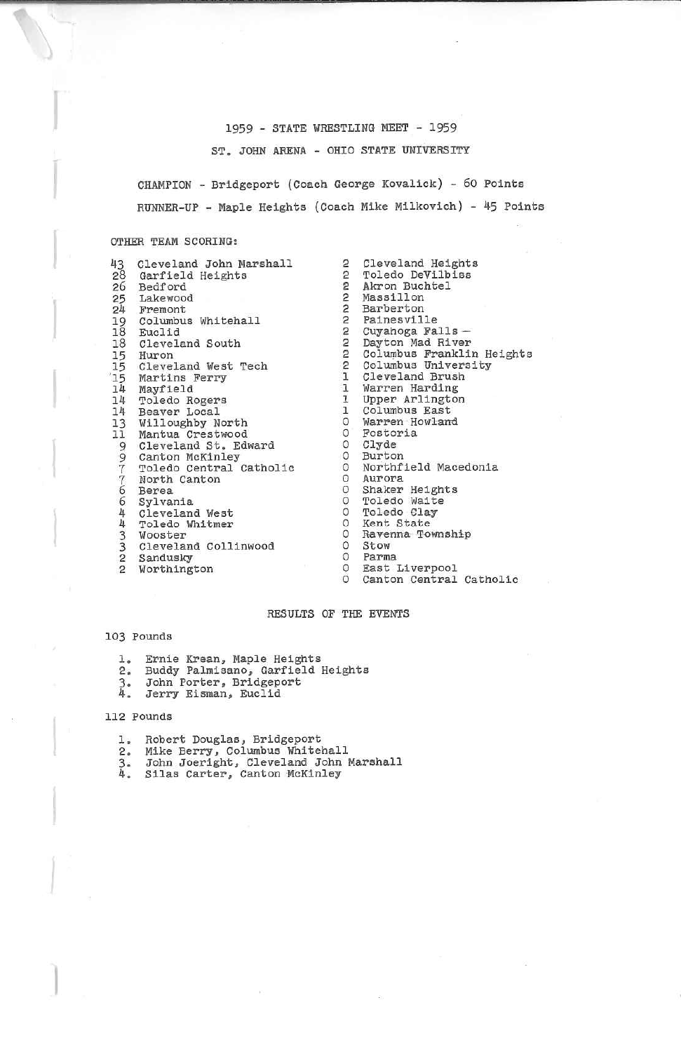# 1959 - STATE WRESTLING MEET - 1959

## ST. JOHN ARENA - OHIO STATE UNIVERSITY

CHAMPION - Bridgeport (Coach George Kovalick) - 60 Points

RUNNER-UP - Maple Heights (Coach Mike Milkovich) - 45 Points

OTHER TEAM SCORING:

| Points | School |
|---|---|
| 43 | Cleveland John Marshall |
| 28 | Garfield Heights |
| 26 | Bedford |
| 25 | Lakewood |
| 24 | Fremont |
| 19 | Columbus Whitehall |
| 18 | Euclid |
| 18 | Cleveland South |
| 15 | Huron |
| 15 | Cleveland West Tech |
| 15 | Martins Ferry |
| 14 | Mayfield |
| 14 | Toledo Rogers |
| 14 | Beaver Local |
| 13 | Willoughby North |
| 11 | Mantua Crestwood |
| 9 | Cleveland St. Edward |
| 9 | Canton McKinley |
| 7 | Toledo Central Catholic |
| 7 | North Canton |
| 6 | Berea |
| 6 | Sylvania |
| 4 | Cleveland West |
| 4 | Toledo Whitmer |
| 3 | Wooster |
| 3 | Cleveland Collinwood |
| 2 | Sandusky |
| 2 | Worthington |
| 2 | Cleveland Heights |
| 2 | Toledo DeVilbiss |
| 2 | Akron Buchtel |
| 2 | Massillon |
| 2 | Barberton |
| 2 | Painesville |
| 2 | Cuyahoga Falls |
| 2 | Dayton Mad River |
| 2 | Columbus Franklin Heights |
| 2 | Columbus University |
| 1 | Cleveland Brush |
| 1 | Warren Harding |
| 1 | Upper Arlington |
| 1 | Columbus East |
| 0 | Warren Howland |
| 0 | Fostoria |
| 0 | Clyde |
| 0 | Burton |
| 0 | Northfield Macedonia |
| 0 | Aurora |
| 0 | Shaker Heights |
| 0 | Toledo Waite |
| 0 | Toledo Clay |
| 0 | Kent State |
| 0 | Ravenna Township |
| 0 | Stow |
| 0 | Parma |
| 0 | East Liverpool |
| 0 | Canton Central Catholic |

## RESULTS OF THE EVENTS

### 103 Pounds

1. Ernie Krean, Maple Heights
2. Buddy Palmisano, Garfield Heights
3. John Porter, Bridgeport
4. Jerry Eisman, Euclid

### 112 Pounds

1. Robert Douglas, Bridgeport
2. Mike Berry, Columbus Whitehall
3. John Joeright, Cleveland John Marshall
4. Silas Carter, Canton McKinley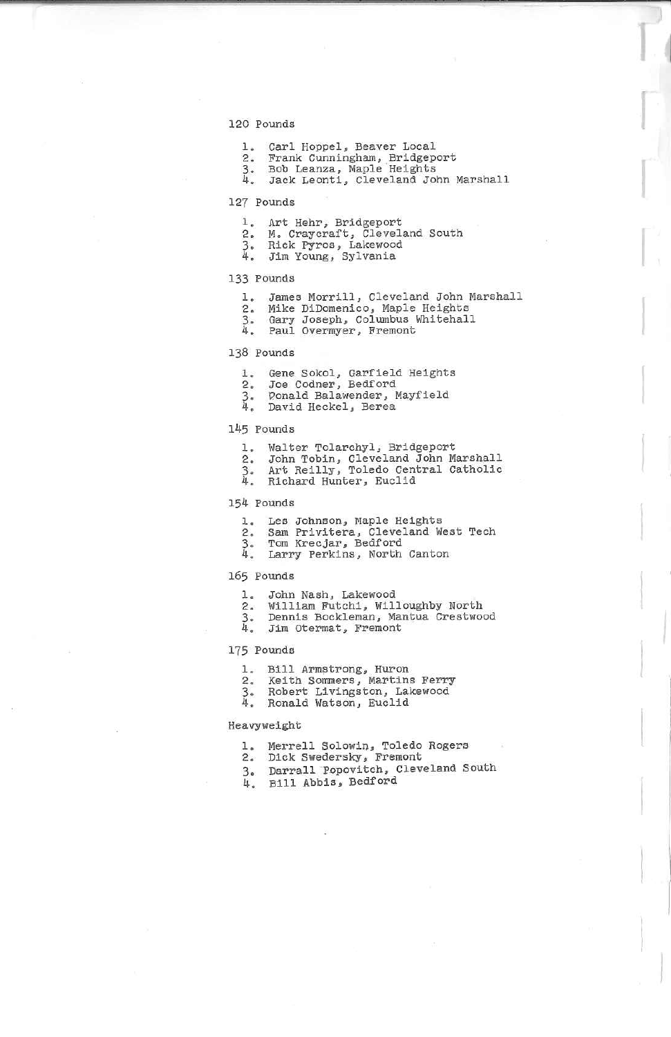120 Pounds

1. Carl Hoppel, Beaver Local
2. Frank Cunningham, Bridgeport
3. Bob Leanza, Maple Heights
4. Jack Leonti, Cleveland John Marshall

127 Pounds

1. Art Hehr, Bridgeport
2. M. Craycraft, Cleveland South
3. Rick Pyros, Lakewood
4. Jim Young, Sylvania

133 Pounds

1. James Morrill, Cleveland John Marshall
2. Mike DiDomenico, Maple Heights
3. Gary Joseph, Columbus Whitehall
4. Paul Overmyer, Fremont

138 Pounds

1. Gene Sokol, Garfield Heights
2. Joe Codner, Bedford
3. Donald Balawender, Mayfield
4. David Heckel, Berea

145 Pounds

1. Walter Tolarchyl, Bridgeport
2. John Tobin, Cleveland John Marshall
3. Art Reilly, Toledo Central Catholic
4. Richard Hunter, Euclid

154 Pounds

1. Les Johnson, Maple Heights
2. Sam Privitera, Cleveland West Tech
3. Tom Krecjar, Bedford
4. Larry Perkins, North Canton

165 Pounds

1. John Nash, Lakewood
2. William Futchi, Willoughby North
3. Dennis Bockleman, Mantua Crestwood
4. Jim Otermat, Fremont

175 Pounds

1. Bill Armstrong, Huron
2. Keith Sommers, Martins Ferry
3. Robert Livingston, Lakewood
4. Ronald Watson, Euclid

Heavyweight

1. Merrell Solowin, Toledo Rogers
2. Dick Swedersky, Fremont
3. Darrall Popovitch, Cleveland South
4. Bill Abbis, Bedford